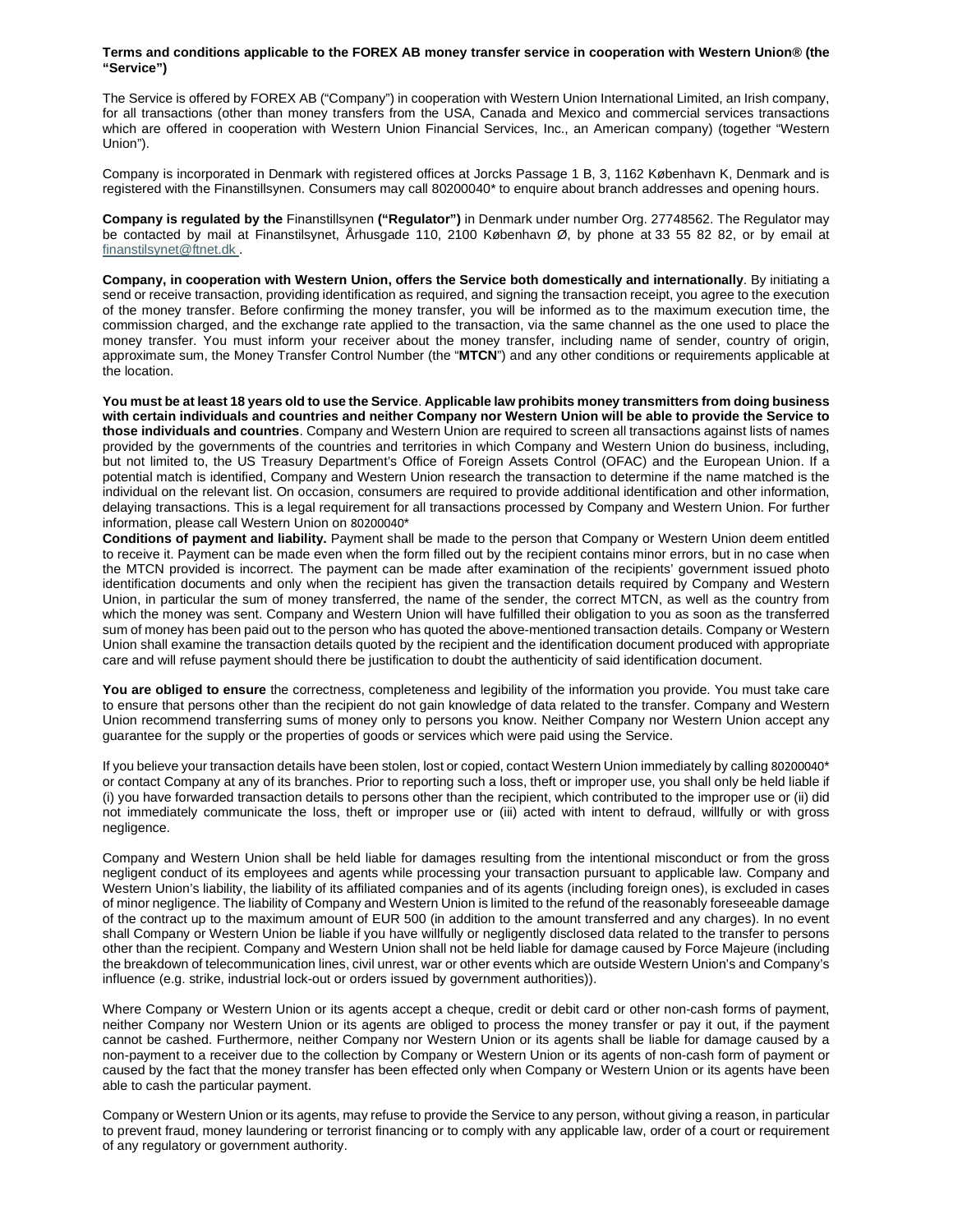**Terms and conditions applicable to the FOREX AB money transfer service in cooperation with Western Union® (the "Service")**

The Service is offered by FOREX AB ("Company") in cooperation with Western Union International Limited, an Irish company, for all transactions (other than money transfers from the USA, Canada and Mexico and commercial services transactions which are offered in cooperation with Western Union Financial Services, Inc., an American company) (together "Western Union").

Company is incorporated in Denmark with registered offices at Jorcks Passage 1 B, 3, 1162 København K, Denmark and is registered with the Finanstillsynen. Consumers may call 80200040* to enquire about branch addresses and opening hours.

**Company is regulated by the** Finanstillsynen **("Regulator")** in Denmark under number Org. 27748562. The Regulator may be contacted by mail at Finanstilsynet, Århusgade 110, 2100 København Ø, by phone at 33 55 82 82, or by email at finanstilsynet@ftnet.dk .

**Company, in cooperation with Western Union, offers the Service both domestically and internationally**. By initiating a send or receive transaction, providing identification as required, and signing the transaction receipt, you agree to the execution of the money transfer. Before confirming the money transfer, you will be informed as to the maximum execution time, the commission charged, and the exchange rate applied to the transaction, via the same channel as the one used to place the money transfer. You must inform your receiver about the money transfer, including name of sender, country of origin, approximate sum, the Money Transfer Control Number (the "**MTCN**") and any other conditions or requirements applicable at the location.

**You must be at least 18 years old to use the Service**. **Applicable law prohibits money transmitters from doing business with certain individuals and countries and neither Company nor Western Union will be able to provide the Service to those individuals and countries**. Company and Western Union are required to screen all transactions against lists of names provided by the governments of the countries and territories in which Company and Western Union do business, including, but not limited to, the US Treasury Department's Office of Foreign Assets Control (OFAC) and the European Union. If a potential match is identified, Company and Western Union research the transaction to determine if the name matched is the individual on the relevant list. On occasion, consumers are required to provide additional identification and other information, delaying transactions. This is a legal requirement for all transactions processed by Company and Western Union. For further information, please call Western Union on 80200040*

**Conditions of payment and liability.** Payment shall be made to the person that Company or Western Union deem entitled to receive it. Payment can be made even when the form filled out by the recipient contains minor errors, but in no case when the MTCN provided is incorrect. The payment can be made after examination of the recipients' government issued photo identification documents and only when the recipient has given the transaction details required by Company and Western Union, in particular the sum of money transferred, the name of the sender, the correct MTCN, as well as the country from which the money was sent. Company and Western Union will have fulfilled their obligation to you as soon as the transferred sum of money has been paid out to the person who has quoted the above-mentioned transaction details. Company or Western Union shall examine the transaction details quoted by the recipient and the identification document produced with appropriate care and will refuse payment should there be justification to doubt the authenticity of said identification document.

**You are obliged to ensure** the correctness, completeness and legibility of the information you provide. You must take care to ensure that persons other than the recipient do not gain knowledge of data related to the transfer. Company and Western Union recommend transferring sums of money only to persons you know. Neither Company nor Western Union accept any guarantee for the supply or the properties of goods or services which were paid using the Service.

If you believe your transaction details have been stolen, lost or copied, contact Western Union immediately by calling 80200040* or contact Company at any of its branches. Prior to reporting such a loss, theft or improper use, you shall only be held liable if (i) you have forwarded transaction details to persons other than the recipient, which contributed to the improper use or (ii) did not immediately communicate the loss, theft or improper use or (iii) acted with intent to defraud, willfully or with gross negligence.

Company and Western Union shall be held liable for damages resulting from the intentional misconduct or from the gross negligent conduct of its employees and agents while processing your transaction pursuant to applicable law. Company and Western Union's liability, the liability of its affiliated companies and of its agents (including foreign ones), is excluded in cases of minor negligence. The liability of Company and Western Union is limited to the refund of the reasonably foreseeable damage of the contract up to the maximum amount of EUR 500 (in addition to the amount transferred and any charges). In no event shall Company or Western Union be liable if you have willfully or negligently disclosed data related to the transfer to persons other than the recipient. Company and Western Union shall not be held liable for damage caused by Force Majeure (including the breakdown of telecommunication lines, civil unrest, war or other events which are outside Western Union's and Company's influence (e.g. strike, industrial lock-out or orders issued by government authorities)).

Where Company or Western Union or its agents accept a cheque, credit or debit card or other non-cash forms of payment, neither Company nor Western Union or its agents are obliged to process the money transfer or pay it out, if the payment cannot be cashed. Furthermore, neither Company nor Western Union or its agents shall be liable for damage caused by a non-payment to a receiver due to the collection by Company or Western Union or its agents of non-cash form of payment or caused by the fact that the money transfer has been effected only when Company or Western Union or its agents have been able to cash the particular payment.

Company or Western Union or its agents, may refuse to provide the Service to any person, without giving a reason, in particular to prevent fraud, money laundering or terrorist financing or to comply with any applicable law, order of a court or requirement of any regulatory or government authority.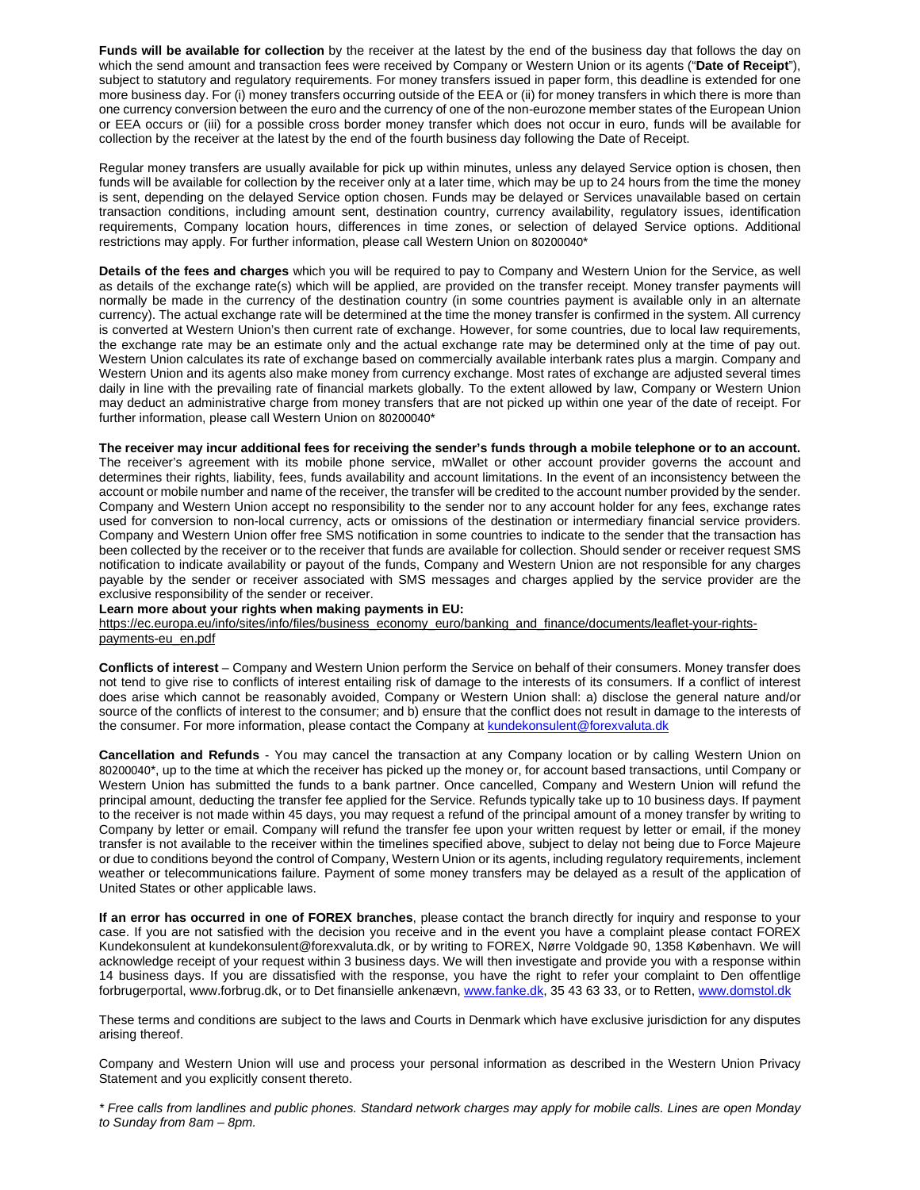**Funds will be available for collection** by the receiver at the latest by the end of the business day that follows the day on which the send amount and transaction fees were received by Company or Western Union or its agents ("**Date of Receipt**"), subject to statutory and regulatory requirements. For money transfers issued in paper form, this deadline is extended for one more business day. For (i) money transfers occurring outside of the EEA or (ii) for money transfers in which there is more than one currency conversion between the euro and the currency of one of the non-eurozone member states of the European Union or EEA occurs or (iii) for a possible cross border money transfer which does not occur in euro, funds will be available for collection by the receiver at the latest by the end of the fourth business day following the Date of Receipt.

Regular money transfers are usually available for pick up within minutes, unless any delayed Service option is chosen, then funds will be available for collection by the receiver only at a later time, which may be up to 24 hours from the time the money is sent, depending on the delayed Service option chosen. Funds may be delayed or Services unavailable based on certain transaction conditions, including amount sent, destination country, currency availability, regulatory issues, identification requirements, Company location hours, differences in time zones, or selection of delayed Service options. Additional restrictions may apply. For further information, please call Western Union on 80200040*

**Details of the fees and charges** which you will be required to pay to Company and Western Union for the Service, as well as details of the exchange rate(s) which will be applied, are provided on the transfer receipt. Money transfer payments will normally be made in the currency of the destination country (in some countries payment is available only in an alternate currency). The actual exchange rate will be determined at the time the money transfer is confirmed in the system. All currency is converted at Western Union's then current rate of exchange. However, for some countries, due to local law requirements, the exchange rate may be an estimate only and the actual exchange rate may be determined only at the time of pay out. Western Union calculates its rate of exchange based on commercially available interbank rates plus a margin. Company and Western Union and its agents also make money from currency exchange. Most rates of exchange are adjusted several times daily in line with the prevailing rate of financial markets globally. To the extent allowed by law, Company or Western Union may deduct an administrative charge from money transfers that are not picked up within one year of the date of receipt. For further information, please call Western Union on 80200040*

**The receiver may incur additional fees for receiving the sender's funds through a mobile telephone or to an account.** The receiver's agreement with its mobile phone service, mWallet or other account provider governs the account and determines their rights, liability, fees, funds availability and account limitations. In the event of an inconsistency between the account or mobile number and name of the receiver, the transfer will be credited to the account number provided by the sender. Company and Western Union accept no responsibility to the sender nor to any account holder for any fees, exchange rates used for conversion to non-local currency, acts or omissions of the destination or intermediary financial service providers. Company and Western Union offer free SMS notification in some countries to indicate to the sender that the transaction has been collected by the receiver or to the receiver that funds are available for collection. Should sender or receiver request SMS notification to indicate availability or payout of the funds, Company and Western Union are not responsible for any charges payable by the sender or receiver associated with SMS messages and charges applied by the service provider are the exclusive responsibility of the sender or receiver.

**Learn more about your rights when making payments in EU:**
https://ec.europa.eu/info/sites/info/files/business_economy_euro/banking_and_finance/documents/leaflet-your-rights-payments-eu_en.pdf

**Conflicts of interest** – Company and Western Union perform the Service on behalf of their consumers. Money transfer does not tend to give rise to conflicts of interest entailing risk of damage to the interests of its consumers. If a conflict of interest does arise which cannot be reasonably avoided, Company or Western Union shall: a) disclose the general nature and/or source of the conflicts of interest to the consumer; and b) ensure that the conflict does not result in damage to the interests of the consumer. For more information, please contact the Company at kundekonsulent@forexvaluta.dk

**Cancellation and Refunds** - You may cancel the transaction at any Company location or by calling Western Union on 80200040*, up to the time at which the receiver has picked up the money or, for account based transactions, until Company or Western Union has submitted the funds to a bank partner. Once cancelled, Company and Western Union will refund the principal amount, deducting the transfer fee applied for the Service. Refunds typically take up to 10 business days. If payment to the receiver is not made within 45 days, you may request a refund of the principal amount of a money transfer by writing to Company by letter or email. Company will refund the transfer fee upon your written request by letter or email, if the money transfer is not available to the receiver within the timelines specified above, subject to delay not being due to Force Majeure or due to conditions beyond the control of Company, Western Union or its agents, including regulatory requirements, inclement weather or telecommunications failure. Payment of some money transfers may be delayed as a result of the application of United States or other applicable laws.

**If an error has occurred in one of FOREX branches**, please contact the branch directly for inquiry and response to your case. If you are not satisfied with the decision you receive and in the event you have a complaint please contact FOREX Kundekonsulent at kundekonsulent@forexvaluta.dk, or by writing to FOREX, Nørre Voldgade 90, 1358 København. We will acknowledge receipt of your request within 3 business days. We will then investigate and provide you with a response within 14 business days. If you are dissatisfied with the response, you have the right to refer your complaint to Den offentlige forbrugerportal, www.forbrug.dk, or to Det finansielle ankenævn, www.fanke.dk, 35 43 63 33, or to Retten, www.domstol.dk

These terms and conditions are subject to the laws and Courts in Denmark which have exclusive jurisdiction for any disputes arising thereof.

Company and Western Union will use and process your personal information as described in the Western Union Privacy Statement and you explicitly consent thereto.

*\* Free calls from landlines and public phones. Standard network charges may apply for mobile calls. Lines are open Monday to Sunday from 8am – 8pm.*